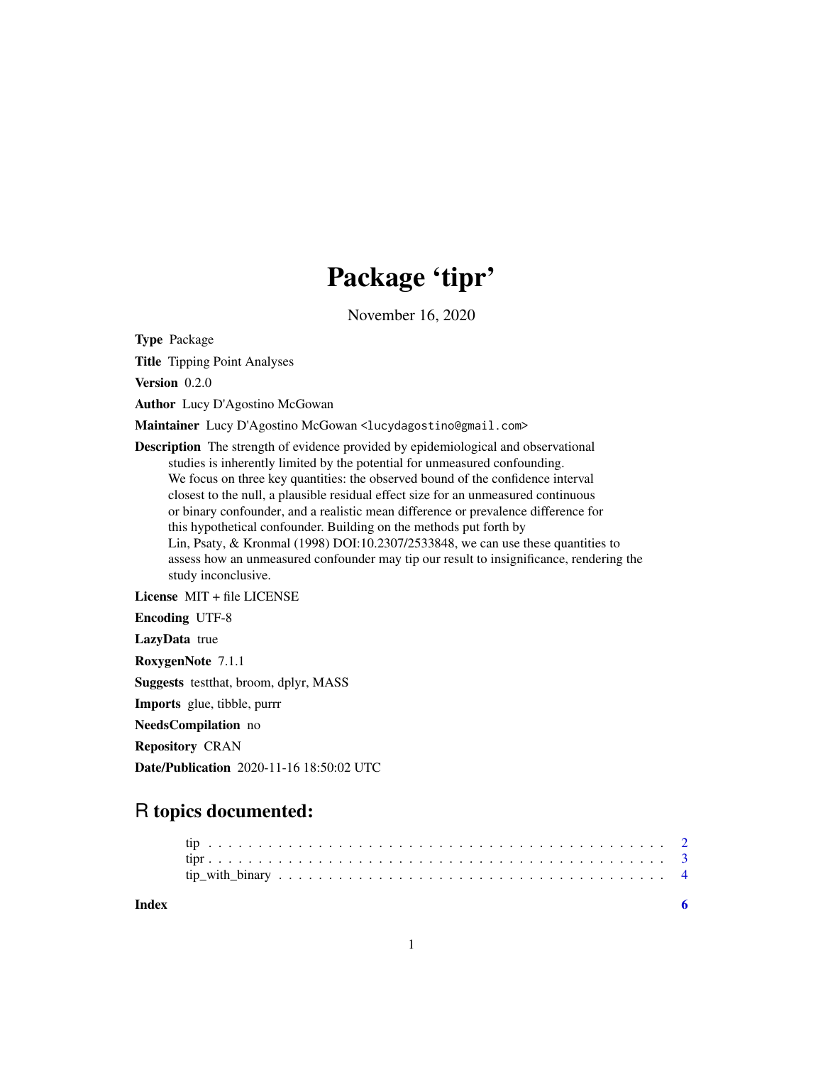# Package 'tipr'

November 16, 2020

**Type** Package

**Title** Tipping Point Analyses

**Version** 0.2.0

**Author** Lucy D'Agostino McGowan

**Maintainer** Lucy D'Agostino McGowan <lucydagostino@gmail.com>

**Description** The strength of evidence provided by epidemiological and observational studies is inherently limited by the potential for unmeasured confounding. We focus on three key quantities: the observed bound of the confidence interval closest to the null, a plausible residual effect size for an unmeasured continuous or binary confounder, and a realistic mean difference or prevalence difference for this hypothetical confounder. Building on the methods put forth by Lin, Psaty, & Kronmal (1998) DOI:10.2307/2533848, we can use these quantities to assess how an unmeasured confounder may tip our result to insignificance, rendering the study inconclusive.

**License** MIT + file LICENSE

**Encoding** UTF-8

**LazyData** true

**RoxygenNote** 7.1.1

**Suggests** testthat, broom, dplyr, MASS

**Imports** glue, tibble, purrr

**NeedsCompilation** no

**Repository** CRAN

**Date/Publication** 2020-11-16 18:50:02 UTC

## R topics documented:

- tip . . . . . . . . . . . . . . . . . . . . . . . . . . . . . . . . . . . . . . . . . . . 2
- tipr . . . . . . . . . . . . . . . . . . . . . . . . . . . . . . . . . . . . . . . . . . . 3
- tip_with_binary . . . . . . . . . . . . . . . . . . . . . . . . . . . . . . . . . . . . . 4

**Index** 6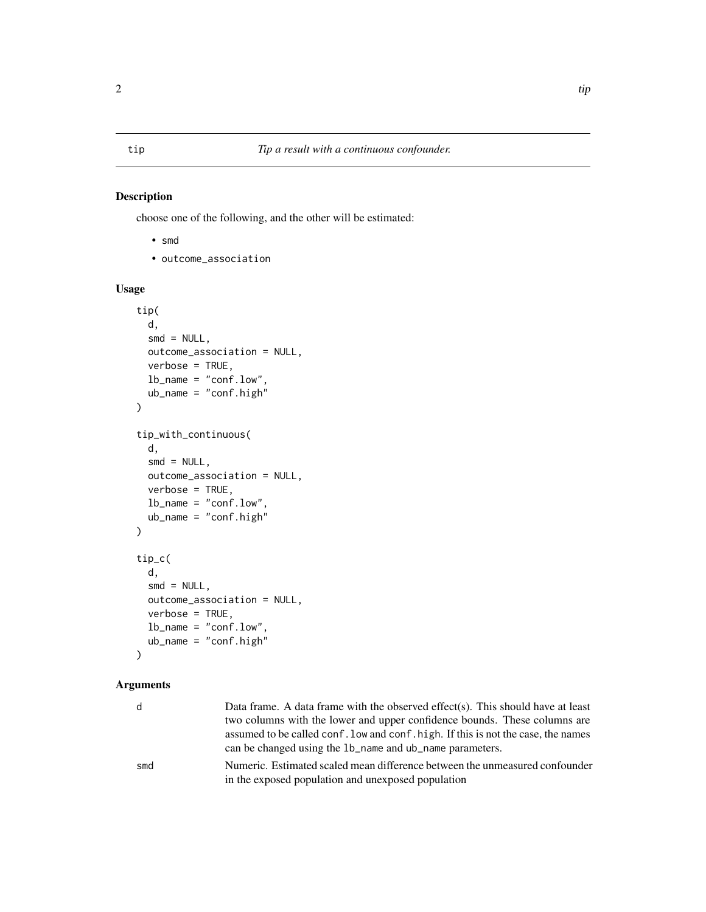# tip — *Tip a result with a continuous confounder.*

## Description

choose one of the following, and the other will be estimated:

- `smd`
- `outcome_association`

## Usage

```
tip(
  d,
  smd = NULL,
  outcome_association = NULL,
  verbose = TRUE,
  lb_name = "conf.low",
  ub_name = "conf.high"
)

tip_with_continuous(
  d,
  smd = NULL,
  outcome_association = NULL,
  verbose = TRUE,
  lb_name = "conf.low",
  ub_name = "conf.high"
)

tip_c(
  d,
  smd = NULL,
  outcome_association = NULL,
  verbose = TRUE,
  lb_name = "conf.low",
  ub_name = "conf.high"
)
```

## Arguments

| Argument | Description |
| --- | --- |
| `d` | Data frame. A data frame with the observed effect(s). This should have at least two columns with the lower and upper confidence bounds. These columns are assumed to be called `conf.low` and `conf.high`. If this is not the case, the names can be changed using the `lb_name` and `ub_name` parameters. |
| `smd` | Numeric. Estimated scaled mean difference between the unmeasured confounder in the exposed population and unexposed population |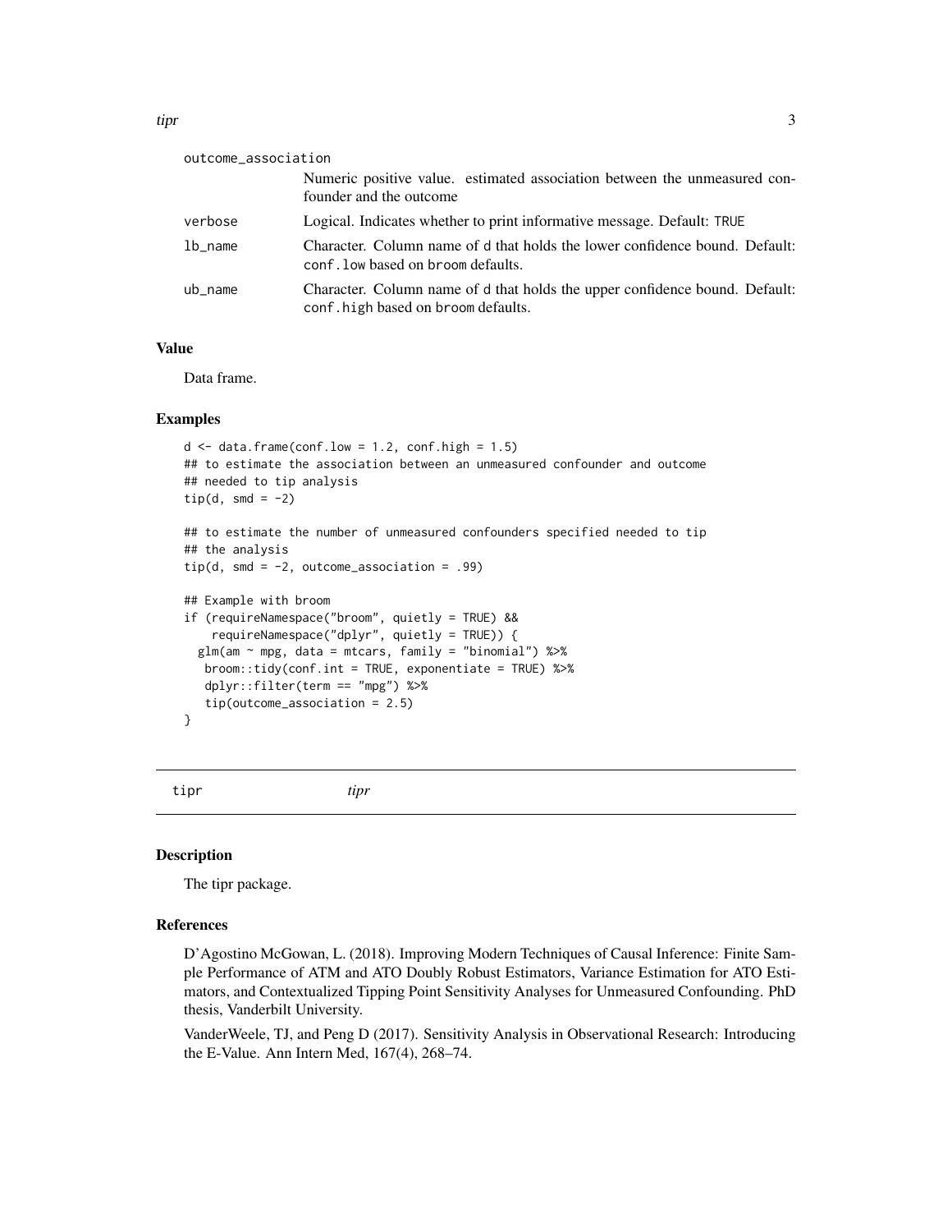outcome_association
: Numeric positive value. estimated association between the unmeasured confounder and the outcome

verbose
: Logical. Indicates whether to print informative message. Default: `TRUE`

lb_name
: Character. Column name of `d` that holds the lower confidence bound. Default: `conf.low` based on `broom` defaults.

ub_name
: Character. Column name of `d` that holds the upper confidence bound. Default: `conf.high` based on `broom` defaults.

### Value

Data frame.

### Examples

```
d <- data.frame(conf.low = 1.2, conf.high = 1.5)
## to estimate the association between an unmeasured confounder and outcome
## needed to tip analysis
tip(d, smd = -2)

## to estimate the number of unmeasured confounders specified needed to tip
## the analysis
tip(d, smd = -2, outcome_association = .99)

## Example with broom
if (requireNamespace("broom", quietly = TRUE) &&
    requireNamespace("dplyr", quietly = TRUE)) {
  glm(am ~ mpg, data = mtcars, family = "binomial") %>%
   broom::tidy(conf.int = TRUE, exponentiate = TRUE) %>%
   dplyr::filter(term == "mpg") %>%
   tip(outcome_association = 2.5)
}
```

---

## tipr *tipr*

---

### Description

The tipr package.

### References

D'Agostino McGowan, L. (2018). Improving Modern Techniques of Causal Inference: Finite Sample Performance of ATM and ATO Doubly Robust Estimators, Variance Estimation for ATO Estimators, and Contextualized Tipping Point Sensitivity Analyses for Unmeasured Confounding. PhD thesis, Vanderbilt University.

VanderWeele, TJ, and Peng D (2017). Sensitivity Analysis in Observational Research: Introducing the E-Value. Ann Intern Med, 167(4), 268–74.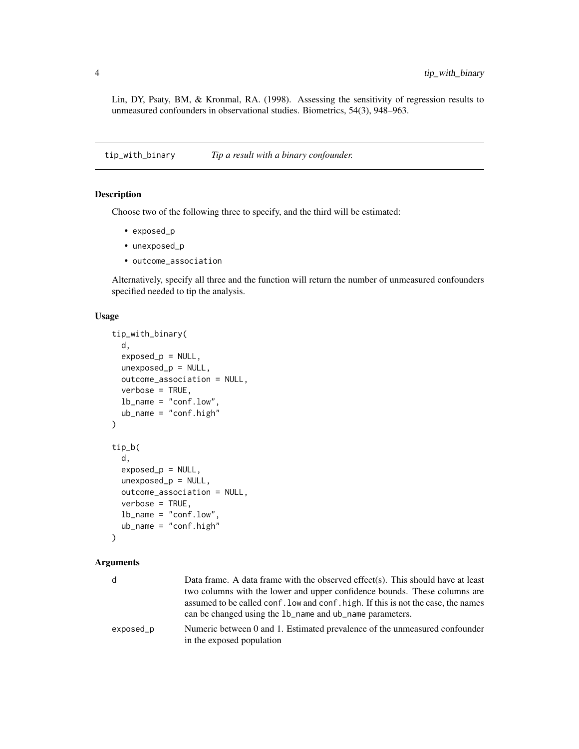Lin, DY, Psaty, BM, & Kronmal, RA. (1998). Assessing the sensitivity of regression results to unmeasured confounders in observational studies. Biometrics, 54(3), 948–963.

## tip_with_binary — *Tip a result with a binary confounder.*

### Description

Choose two of the following three to specify, and the third will be estimated:

- exposed_p
- unexposed_p
- outcome_association

Alternatively, specify all three and the function will return the number of unmeasured confounders specified needed to tip the analysis.

### Usage

```
tip_with_binary(
  d,
  exposed_p = NULL,
  unexposed_p = NULL,
  outcome_association = NULL,
  verbose = TRUE,
  lb_name = "conf.low",
  ub_name = "conf.high"
)

tip_b(
  d,
  exposed_p = NULL,
  unexposed_p = NULL,
  outcome_association = NULL,
  verbose = TRUE,
  lb_name = "conf.low",
  ub_name = "conf.high"
)
```

### Arguments

| | |
|---|---|
| d | Data frame. A data frame with the observed effect(s). This should have at least two columns with the lower and upper confidence bounds. These columns are assumed to be called conf.low and conf.high. If this is not the case, the names can be changed using the lb_name and ub_name parameters. |
| exposed_p | Numeric between 0 and 1. Estimated prevalence of the unmeasured confounder in the exposed population |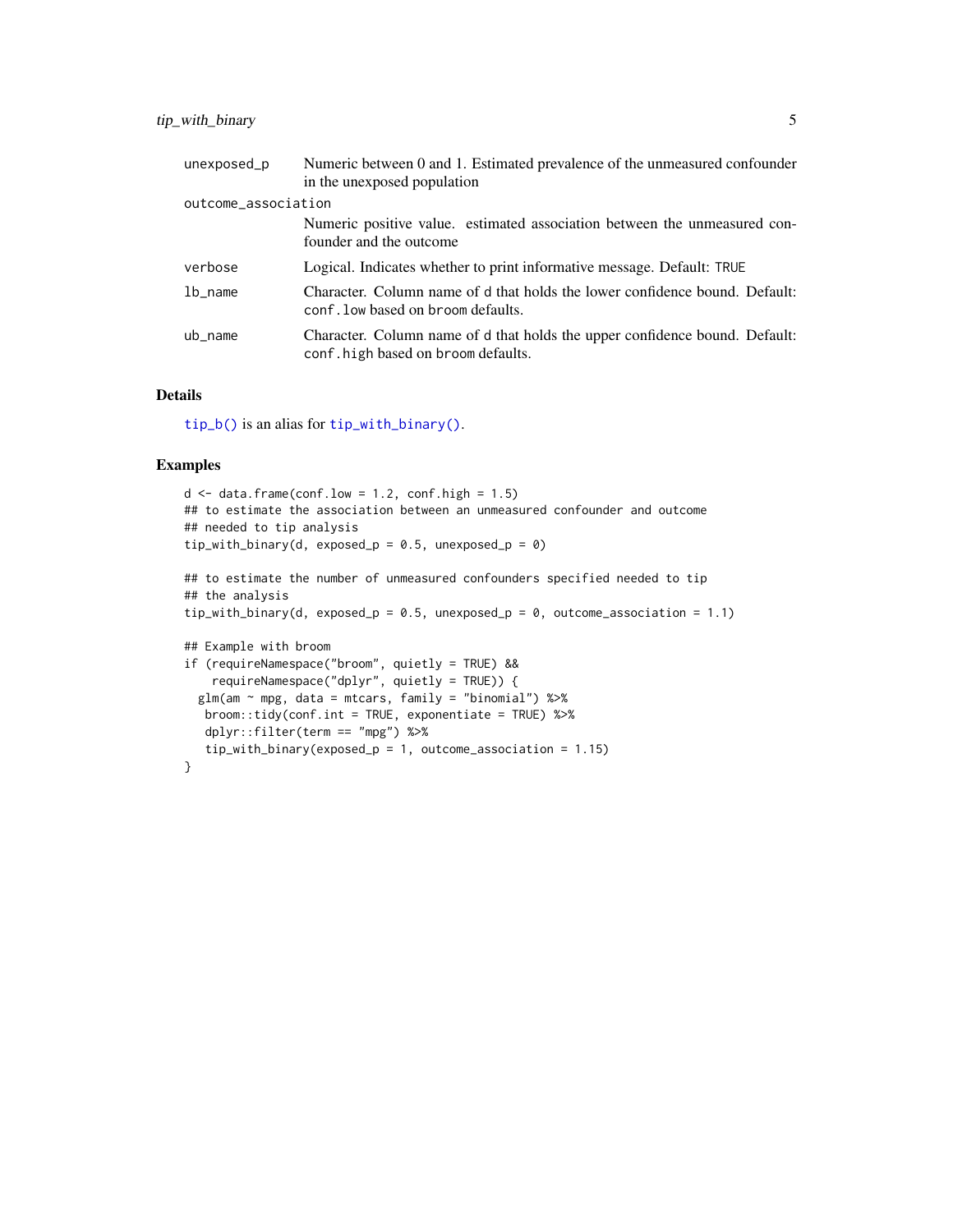| | |
|---|---|
| `unexposed_p` | Numeric between 0 and 1. Estimated prevalence of the unmeasured confounder in the unexposed population |
| `outcome_association` | Numeric positive value. estimated association between the unmeasured confounder and the outcome |
| `verbose` | Logical. Indicates whether to print informative message. Default: `TRUE` |
| `lb_name` | Character. Column name of `d` that holds the lower confidence bound. Default: `conf.low` based on `broom` defaults. |
| `ub_name` | Character. Column name of `d` that holds the upper confidence bound. Default: `conf.high` based on `broom` defaults. |

## Details

`tip_b()` is an alias for `tip_with_binary()`.

## Examples

```
d <- data.frame(conf.low = 1.2, conf.high = 1.5)
## to estimate the association between an unmeasured confounder and outcome
## needed to tip analysis
tip_with_binary(d, exposed_p = 0.5, unexposed_p = 0)

## to estimate the number of unmeasured confounders specified needed to tip
## the analysis
tip_with_binary(d, exposed_p = 0.5, unexposed_p = 0, outcome_association = 1.1)

## Example with broom
if (requireNamespace("broom", quietly = TRUE) &&
    requireNamespace("dplyr", quietly = TRUE)) {
  glm(am ~ mpg, data = mtcars, family = "binomial") %>%
   broom::tidy(conf.int = TRUE, exponentiate = TRUE) %>%
   dplyr::filter(term == "mpg") %>%
   tip_with_binary(exposed_p = 1, outcome_association = 1.15)
}
```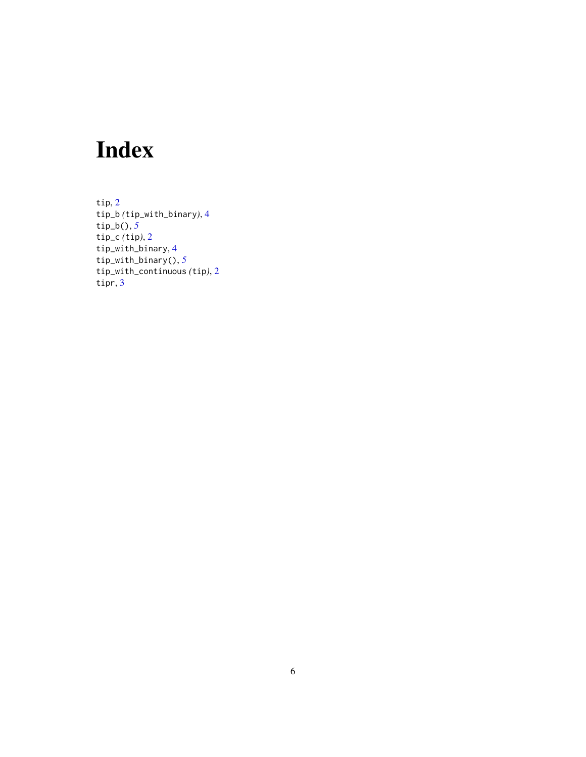# Index

tip, 2
tip_b (tip_with_binary), 4
tip_b(), *5*
tip_c (tip), 2
tip_with_binary, 4
tip_with_binary(), *5*
tip_with_continuous (tip), 2
tipr, 3